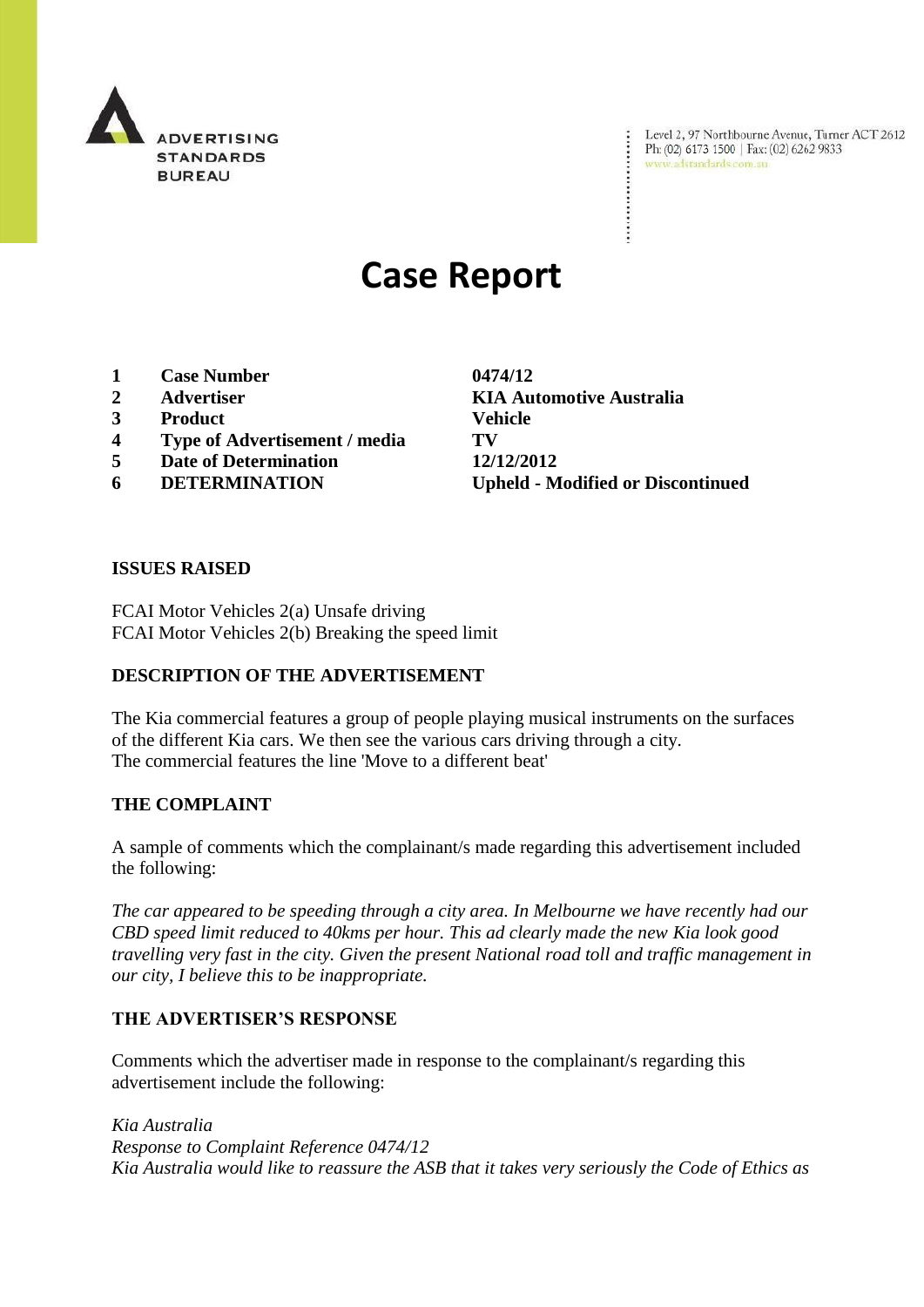ADVERTISING STANDARDS BUREAU

Level 2, 97 Northbourne Avenue, Turner ACT 2612
Ph: (02) 6173 1500 | Fax: (02) 6262 9833
www.adstandards.com.au

# Case Report

| | | |
|---|---|---|
| **1** | **Case Number** | **0474/12** |
| **2** | **Advertiser** | **KIA Automotive Australia** |
| **3** | **Product** | **Vehicle** |
| **4** | **Type of Advertisement / media** | **TV** |
| **5** | **Date of Determination** | **12/12/2012** |
| **6** | **DETERMINATION** | **Upheld - Modified or Discontinued** |

## ISSUES RAISED

FCAI Motor Vehicles 2(a) Unsafe driving
FCAI Motor Vehicles 2(b) Breaking the speed limit

## DESCRIPTION OF THE ADVERTISEMENT

The Kia commercial features a group of people playing musical instruments on the surfaces of the different Kia cars. We then see the various cars driving through a city.
The commercial features the line 'Move to a different beat'

## THE COMPLAINT

A sample of comments which the complainant/s made regarding this advertisement included the following:

*The car appeared to be speeding through a city area. In Melbourne we have recently had our CBD speed limit reduced to 40kms per hour. This ad clearly made the new Kia look good travelling very fast in the city. Given the present National road toll and traffic management in our city, I believe this to be inappropriate.*

## THE ADVERTISER'S RESPONSE

Comments which the advertiser made in response to the complainant/s regarding this advertisement include the following:

*Kia Australia*
*Response to Complaint Reference 0474/12*
*Kia Australia would like to reassure the ASB that it takes very seriously the Code of Ethics as*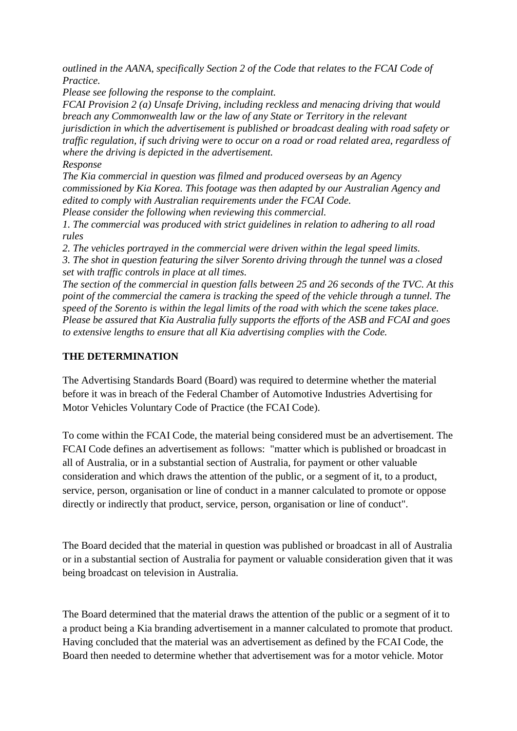*outlined in the AANA, specifically Section 2 of the Code that relates to the FCAI Code of Practice.*
*Please see following the response to the complaint.*
*FCAI Provision 2 (a) Unsafe Driving, including reckless and menacing driving that would breach any Commonwealth law or the law of any State or Territory in the relevant jurisdiction in which the advertisement is published or broadcast dealing with road safety or traffic regulation, if such driving were to occur on a road or road related area, regardless of where the driving is depicted in the advertisement.*
*Response*
*The Kia commercial in question was filmed and produced overseas by an Agency commissioned by Kia Korea. This footage was then adapted by our Australian Agency and edited to comply with Australian requirements under the FCAI Code.*
*Please consider the following when reviewing this commercial.*
*1. The commercial was produced with strict guidelines in relation to adhering to all road rules*
*2. The vehicles portrayed in the commercial were driven within the legal speed limits.*
*3. The shot in question featuring the silver Sorento driving through the tunnel was a closed set with traffic controls in place at all times.*
*The section of the commercial in question falls between 25 and 26 seconds of the TVC. At this point of the commercial the camera is tracking the speed of the vehicle through a tunnel. The speed of the Sorento is within the legal limits of the road with which the scene takes place.*
*Please be assured that Kia Australia fully supports the efforts of the ASB and FCAI and goes to extensive lengths to ensure that all Kia advertising complies with the Code.*

**THE DETERMINATION**

The Advertising Standards Board (Board) was required to determine whether the material before it was in breach of the Federal Chamber of Automotive Industries Advertising for Motor Vehicles Voluntary Code of Practice (the FCAI Code).

To come within the FCAI Code, the material being considered must be an advertisement. The FCAI Code defines an advertisement as follows: "matter which is published or broadcast in all of Australia, or in a substantial section of Australia, for payment or other valuable consideration and which draws the attention of the public, or a segment of it, to a product, service, person, organisation or line of conduct in a manner calculated to promote or oppose directly or indirectly that product, service, person, organisation or line of conduct".

The Board decided that the material in question was published or broadcast in all of Australia or in a substantial section of Australia for payment or valuable consideration given that it was being broadcast on television in Australia.

The Board determined that the material draws the attention of the public or a segment of it to a product being a Kia branding advertisement in a manner calculated to promote that product. Having concluded that the material was an advertisement as defined by the FCAI Code, the Board then needed to determine whether that advertisement was for a motor vehicle. Motor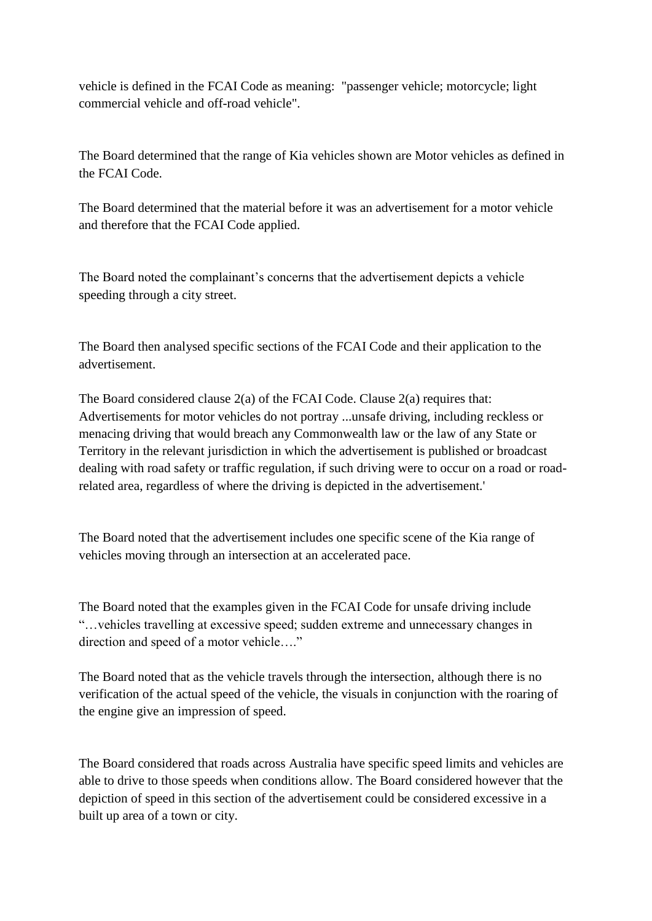vehicle is defined in the FCAI Code as meaning: "passenger vehicle; motorcycle; light commercial vehicle and off-road vehicle".

The Board determined that the range of Kia vehicles shown are Motor vehicles as defined in the FCAI Code.

The Board determined that the material before it was an advertisement for a motor vehicle and therefore that the FCAI Code applied.

The Board noted the complainant's concerns that the advertisement depicts a vehicle speeding through a city street.

The Board then analysed specific sections of the FCAI Code and their application to the advertisement.

The Board considered clause 2(a) of the FCAI Code. Clause 2(a) requires that: Advertisements for motor vehicles do not portray ...unsafe driving, including reckless or menacing driving that would breach any Commonwealth law or the law of any State or Territory in the relevant jurisdiction in which the advertisement is published or broadcast dealing with road safety or traffic regulation, if such driving were to occur on a road or road-related area, regardless of where the driving is depicted in the advertisement.'

The Board noted that the advertisement includes one specific scene of the Kia range of vehicles moving through an intersection at an accelerated pace.

The Board noted that the examples given in the FCAI Code for unsafe driving include "…vehicles travelling at excessive speed; sudden extreme and unnecessary changes in direction and speed of a motor vehicle…."

The Board noted that as the vehicle travels through the intersection, although there is no verification of the actual speed of the vehicle, the visuals in conjunction with the roaring of the engine give an impression of speed.

The Board considered that roads across Australia have specific speed limits and vehicles are able to drive to those speeds when conditions allow. The Board considered however that the depiction of speed in this section of the advertisement could be considered excessive in a built up area of a town or city.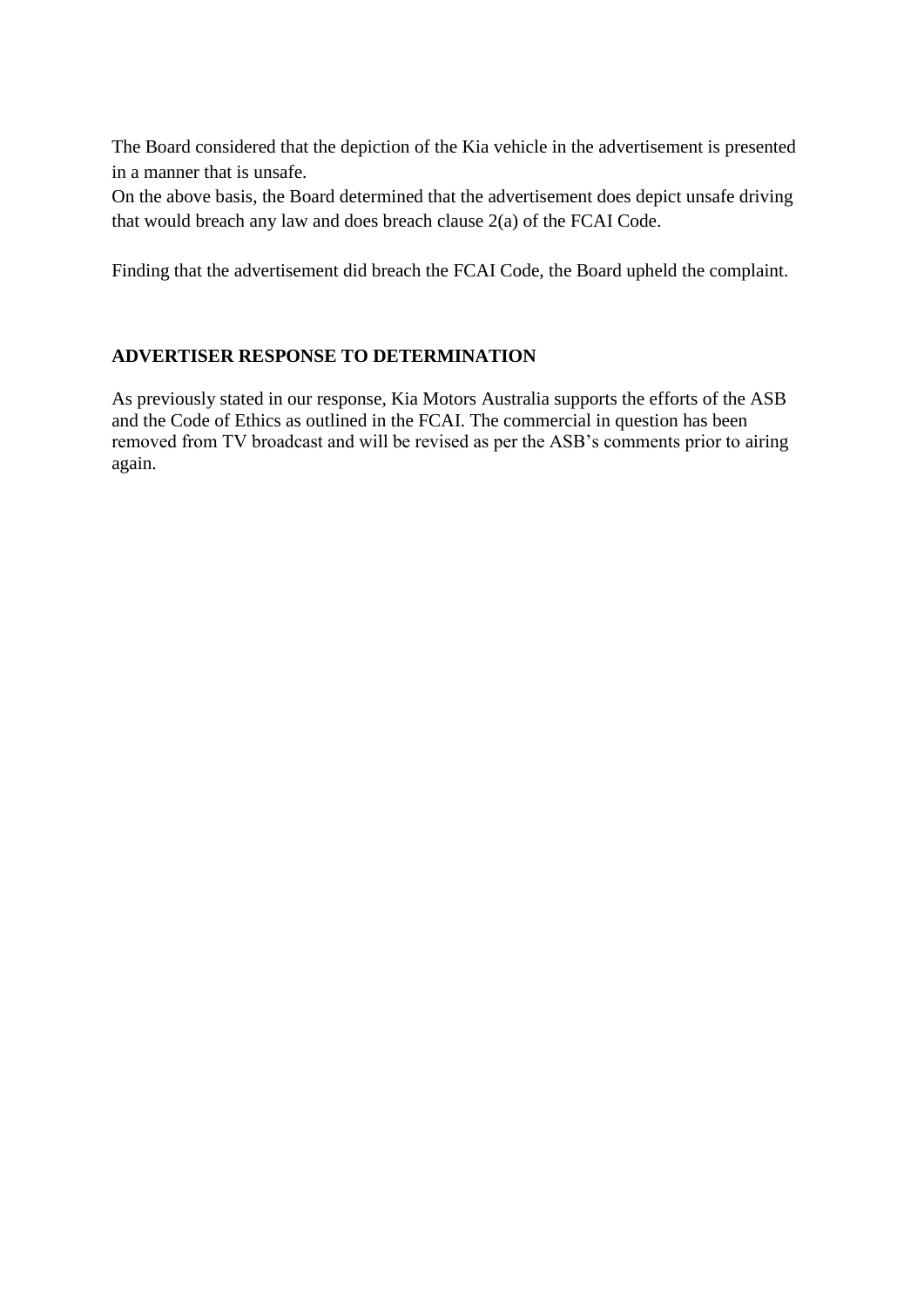The Board considered that the depiction of the Kia vehicle in the advertisement is presented in a manner that is unsafe.
On the above basis, the Board determined that the advertisement does depict unsafe driving that would breach any law and does breach clause 2(a) of the FCAI Code.

Finding that the advertisement did breach the FCAI Code, the Board upheld the complaint.

**ADVERTISER RESPONSE TO DETERMINATION**

As previously stated in our response, Kia Motors Australia supports the efforts of the ASB and the Code of Ethics as outlined in the FCAI. The commercial in question has been removed from TV broadcast and will be revised as per the ASB's comments prior to airing again.